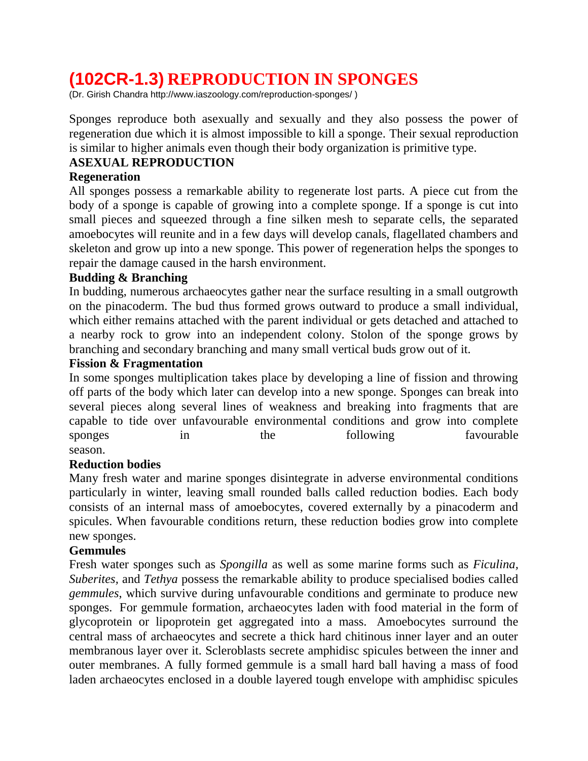# (102CR-1.3) REPRODUCTION IN SPONGES

(Dr. Girish Chandra http://www.iaszoology.com/reproduction-sponges/ )

Sponges reproduce both asexually and sexually and they also possess the power of regeneration due which it is almost impossible to kill a sponge. Their sexual reproduction is similar to higher animals even though their body organization is primitive type.

## ASEXUAL REPRODUCTION

### Regeneration

All sponges possess a remarkable ability to regenerate lost parts. A piece cut from the body of a sponge is capable of growing into a complete sponge. If a sponge is cut into small pieces and squeezed through a fine silken mesh to separate cells, the separated amoebocytes will reunite and in a few days will develop canals, flagellated chambers and skeleton and grow up into a new sponge. This power of regeneration helps the sponges to repair the damage caused in the harsh environment.

### Budding & Branching

In budding, numerous archaeocytes gather near the surface resulting in a small outgrowth on the pinacoderm. The bud thus formed grows outward to produce a small individual, which either remains attached with the parent individual or gets detached and attached to a nearby rock to grow into an independent colony. Stolon of the sponge grows by branching and secondary branching and many small vertical buds grow out of it.

### Fission & Fragmentation

In some sponges multiplication takes place by developing a line of fission and throwing off parts of the body which later can develop into a new sponge. Sponges can break into several pieces along several lines of weakness and breaking into fragments that are capable to tide over unfavourable environmental conditions and grow into complete sponges in the following favourable season.

### Reduction bodies

Many fresh water and marine sponges disintegrate in adverse environmental conditions particularly in winter, leaving small rounded balls called reduction bodies. Each body consists of an internal mass of amoebocytes, covered externally by a pinacoderm and spicules. When favourable conditions return, these reduction bodies grow into complete new sponges.

### Gemmules

Fresh water sponges such as *Spongilla* as well as some marine forms such as *Ficulina*, *Suberites*, and *Tethya* possess the remarkable ability to produce specialised bodies called *gemmules*, which survive during unfavourable conditions and germinate to produce new sponges. For gemmule formation, archaeocytes laden with food material in the form of glycoprotein or lipoprotein get aggregated into a mass. Amoebocytes surround the central mass of archaeocytes and secrete a thick hard chitinous inner layer and an outer membranous layer over it. Scleroblasts secrete amphidisc spicules between the inner and outer membranes. A fully formed gemmule is a small hard ball having a mass of food laden archaeocytes enclosed in a double layered tough envelope with amphidisc spicules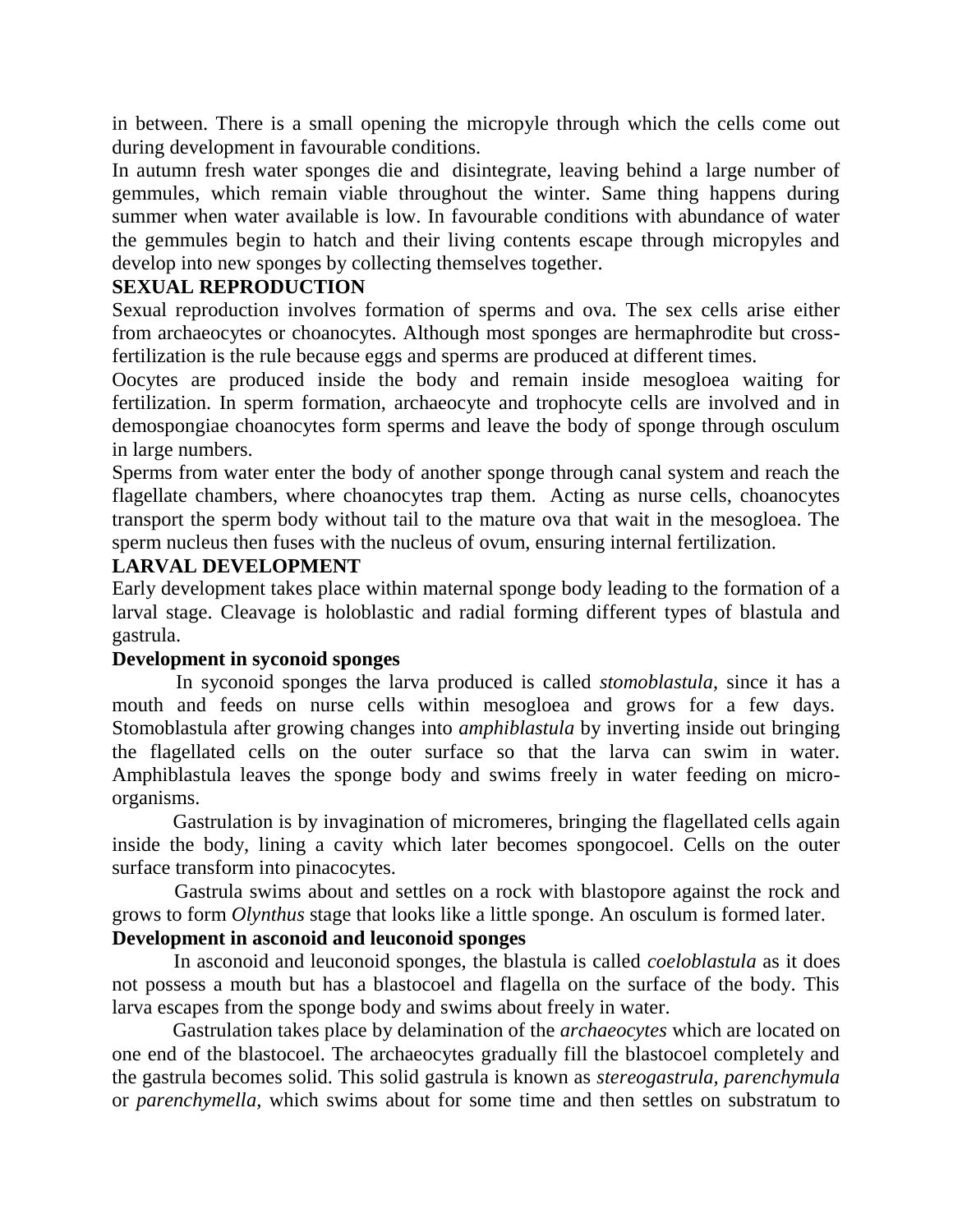in between. There is a small opening the micropyle through which the cells come out during development in favourable conditions.

In autumn fresh water sponges die and disintegrate, leaving behind a large number of gemmules, which remain viable throughout the winter. Same thing happens during summer when water available is low. In favourable conditions with abundance of water the gemmules begin to hatch and their living contents escape through micropyles and develop into new sponges by collecting themselves together.

**SEXUAL REPRODUCTION**

Sexual reproduction involves formation of sperms and ova. The sex cells arise either from archaeocytes or choanocytes. Although most sponges are hermaphrodite but cross-fertilization is the rule because eggs and sperms are produced at different times.

Oocytes are produced inside the body and remain inside mesogloea waiting for fertilization. In sperm formation, archaeocyte and trophocyte cells are involved and in demospongiae choanocytes form sperms and leave the body of sponge through osculum in large numbers.

Sperms from water enter the body of another sponge through canal system and reach the flagellate chambers, where choanocytes trap them. Acting as nurse cells, choanocytes transport the sperm body without tail to the mature ova that wait in the mesogloea. The sperm nucleus then fuses with the nucleus of ovum, ensuring internal fertilization.

**LARVAL DEVELOPMENT**

Early development takes place within maternal sponge body leading to the formation of a larval stage. Cleavage is holoblastic and radial forming different types of blastula and gastrula.

**Development in syconoid sponges**

In syconoid sponges the larva produced is called *stomoblastula*, since it has a mouth and feeds on nurse cells within mesogloea and grows for a few days. Stomoblastula after growing changes into *amphiblastula* by inverting inside out bringing the flagellated cells on the outer surface so that the larva can swim in water. Amphiblastula leaves the sponge body and swims freely in water feeding on micro-organisms.

Gastrulation is by invagination of micromeres, bringing the flagellated cells again inside the body, lining a cavity which later becomes spongocoel. Cells on the outer surface transform into pinacocytes.

Gastrula swims about and settles on a rock with blastopore against the rock and grows to form *Olynthus* stage that looks like a little sponge. An osculum is formed later.

**Development in asconoid and leuconoid sponges**

In asconoid and leuconoid sponges, the blastula is called *coeloblastula* as it does not possess a mouth but has a blastocoel and flagella on the surface of the body. This larva escapes from the sponge body and swims about freely in water.

Gastrulation takes place by delamination of the *archaeocytes* which are located on one end of the blastocoel. The archaeocytes gradually fill the blastocoel completely and the gastrula becomes solid. This solid gastrula is known as *stereogastrula*, *parenchymula* or *parenchymella,* which swims about for some time and then settles on substratum to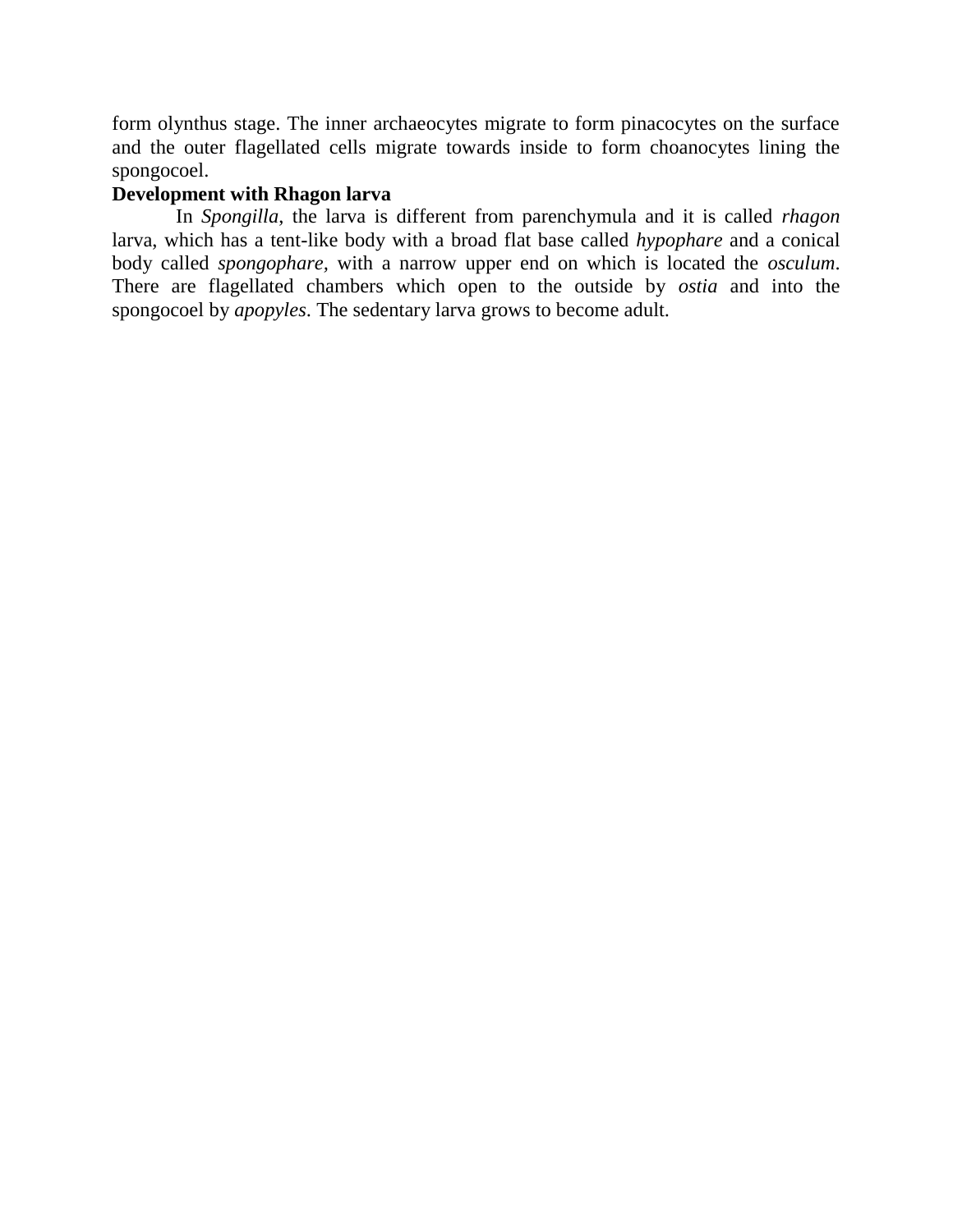form olynthus stage. The inner archaeocytes migrate to form pinacocytes on the surface and the outer flagellated cells migrate towards inside to form choanocytes lining the spongocoel.

**Development with Rhagon larva**

In *Spongilla*, the larva is different from parenchymula and it is called *rhagon* larva, which has a tent-like body with a broad flat base called *hypophare* and a conical body called *spongophare*, with a narrow upper end on which is located the *osculum*. There are flagellated chambers which open to the outside by *ostia* and into the spongocoel by *apopyles*. The sedentary larva grows to become adult.